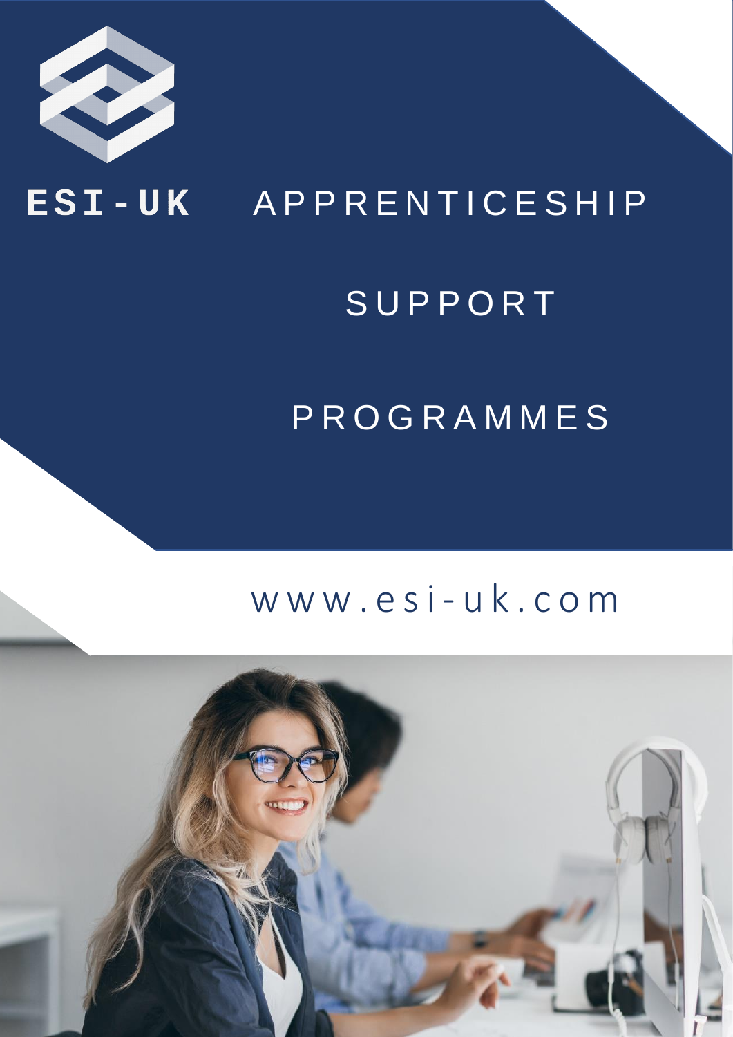ESI-UK

# APPRENTICESHIP SUPPORT PROGRAMMES

www.esi-uk.com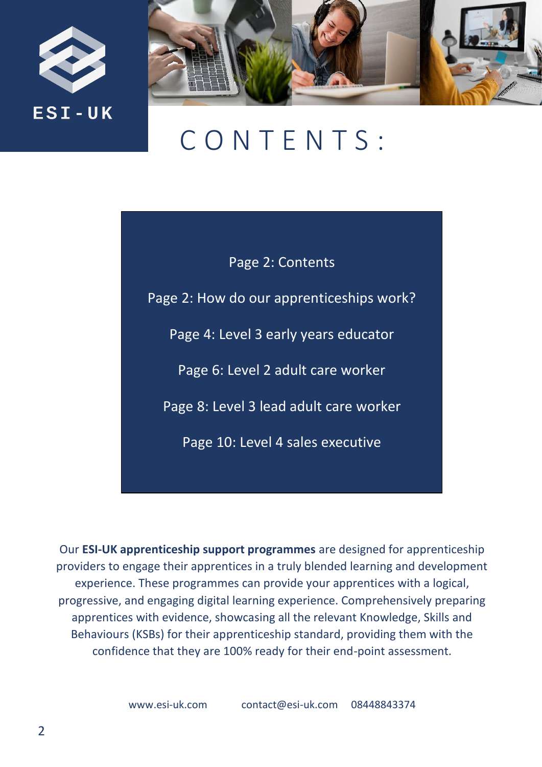ESI-UK

# CONTENTS:

Page 2: Contents

Page 2: How do our apprenticeships work?

Page 4: Level 3 early years educator

Page 6: Level 2 adult care worker

Page 8: Level 3 lead adult care worker

Page 10: Level 4 sales executive

Our **ESI-UK apprenticeship support programmes** are designed for apprenticeship providers to engage their apprentices in a truly blended learning and development experience. These programmes can provide your apprentices with a logical, progressive, and engaging digital learning experience. Comprehensively preparing apprentices with evidence, showcasing all the relevant Knowledge, Skills and Behaviours (KSBs) for their apprenticeship standard, providing them with the confidence that they are 100% ready for their end-point assessment.

www.esi-uk.com contact@esi-uk.com 08448843374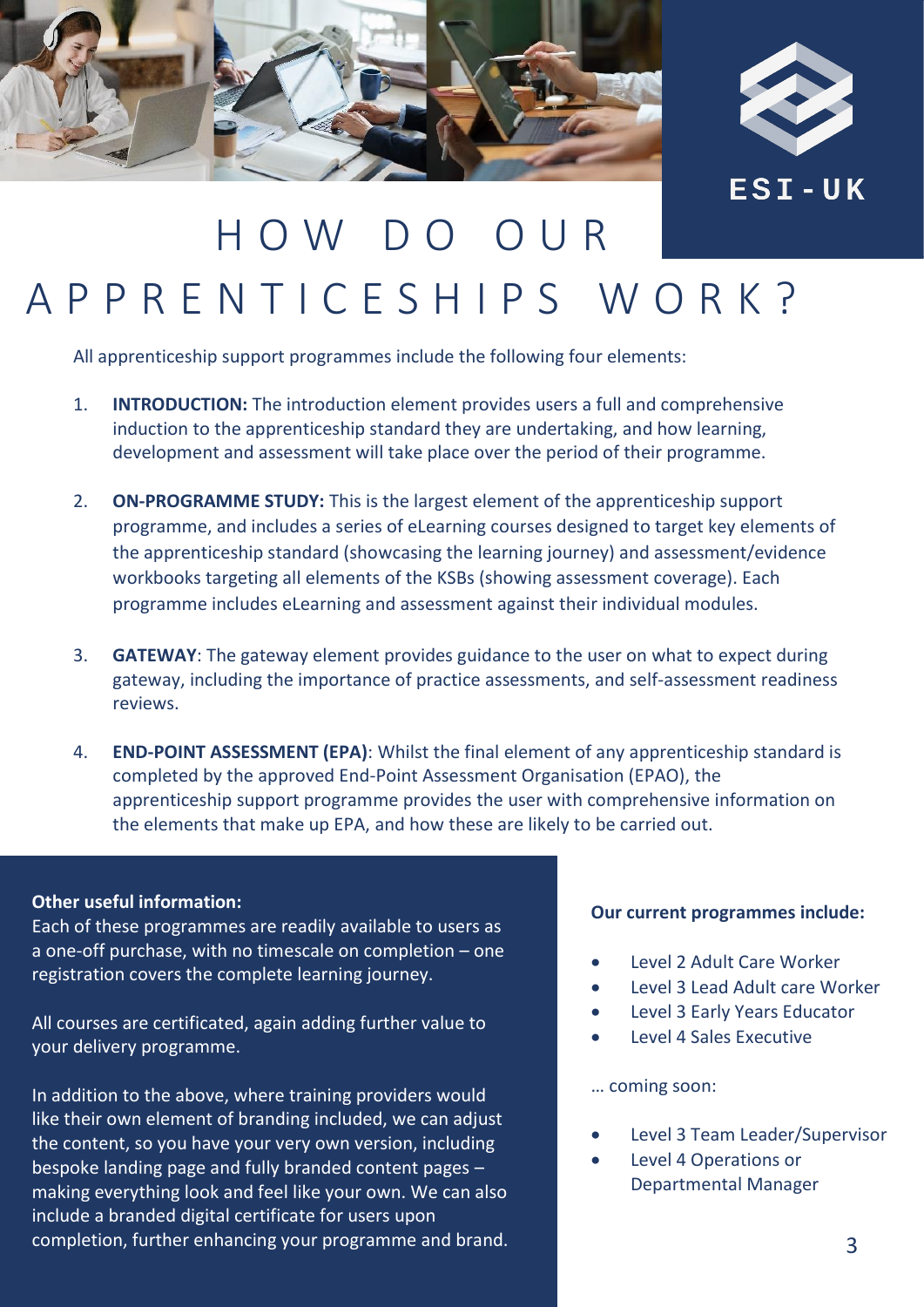ESI-UK

# HOW DO OUR APPRENTICESHIPS WORK?

All apprenticeship support programmes include the following four elements:

1. **INTRODUCTION:** The introduction element provides users a full and comprehensive induction to the apprenticeship standard they are undertaking, and how learning, development and assessment will take place over the period of their programme.

2. **ON-PROGRAMME STUDY:** This is the largest element of the apprenticeship support programme, and includes a series of eLearning courses designed to target key elements of the apprenticeship standard (showcasing the learning journey) and assessment/evidence workbooks targeting all elements of the KSBs (showing assessment coverage). Each programme includes eLearning and assessment against their individual modules.

3. **GATEWAY**: The gateway element provides guidance to the user on what to expect during gateway, including the importance of practice assessments, and self-assessment readiness reviews.

4. **END-POINT ASSESSMENT (EPA)**: Whilst the final element of any apprenticeship standard is completed by the approved End-Point Assessment Organisation (EPAO), the apprenticeship support programme provides the user with comprehensive information on the elements that make up EPA, and how these are likely to be carried out.

**Other useful information:**

Each of these programmes are readily available to users as a one-off purchase, with no timescale on completion – one registration covers the complete learning journey.

All courses are certificated, again adding further value to your delivery programme.

In addition to the above, where training providers would like their own element of branding included, we can adjust the content, so you have your very own version, including bespoke landing page and fully branded content pages – making everything look and feel like your own. We can also include a branded digital certificate for users upon completion, further enhancing your programme and brand.

**Our current programmes include:**

- Level 2 Adult Care Worker
- Level 3 Lead Adult care Worker
- Level 3 Early Years Educator
- Level 4 Sales Executive

… coming soon:

- Level 3 Team Leader/Supervisor
- Level 4 Operations or Departmental Manager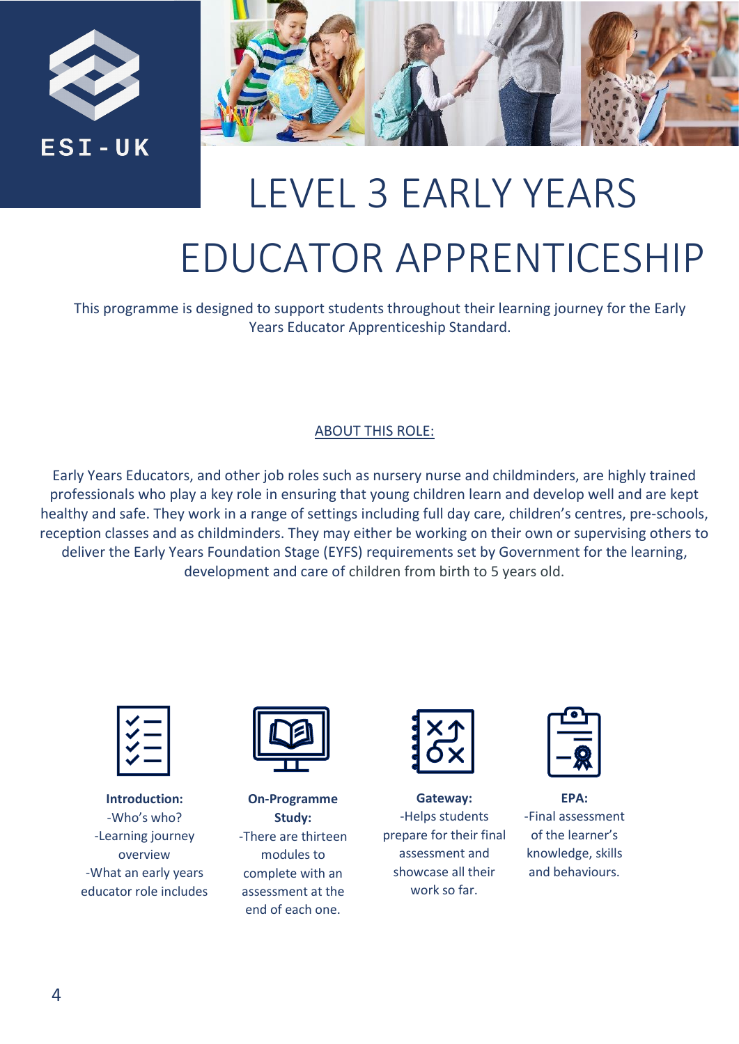ESI-UK

# LEVEL 3 EARLY YEARS EDUCATOR APPRENTICESHIP

This programme is designed to support students throughout their learning journey for the Early Years Educator Apprenticeship Standard.

## ABOUT THIS ROLE:

Early Years Educators, and other job roles such as nursery nurse and childminders, are highly trained professionals who play a key role in ensuring that young children learn and develop well and are kept healthy and safe. They work in a range of settings including full day care, children's centres, pre-schools, reception classes and as childminders. They may either be working on their own or supervising others to deliver the Early Years Foundation Stage (EYFS) requirements set by Government for the learning, development and care of children from birth to 5 years old.

**Introduction:**
- Who's who?
- Learning journey overview
- What an early years educator role includes

**On-Programme Study:**
- There are thirteen modules to complete with an assessment at the end of each one.

**Gateway:**
- Helps students prepare for their final assessment and showcase all their work so far.

**EPA:**
- Final assessment of the learner's knowledge, skills and behaviours.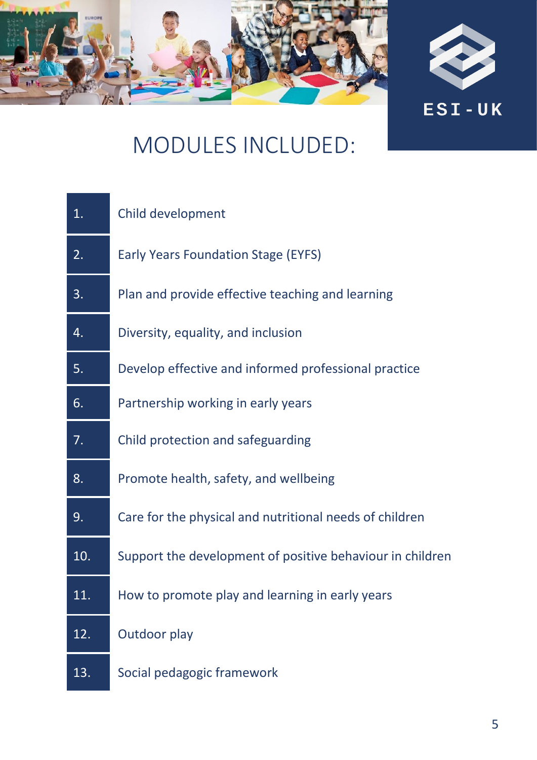# MODULES INCLUDED:

1. Child development
2. Early Years Foundation Stage (EYFS)
3. Plan and provide effective teaching and learning
4. Diversity, equality, and inclusion
5. Develop effective and informed professional practice
6. Partnership working in early years
7. Child protection and safeguarding
8. Promote health, safety, and wellbeing
9. Care for the physical and nutritional needs of children
10. Support the development of positive behaviour in children
11. How to promote play and learning in early years
12. Outdoor play
13. Social pedagogic framework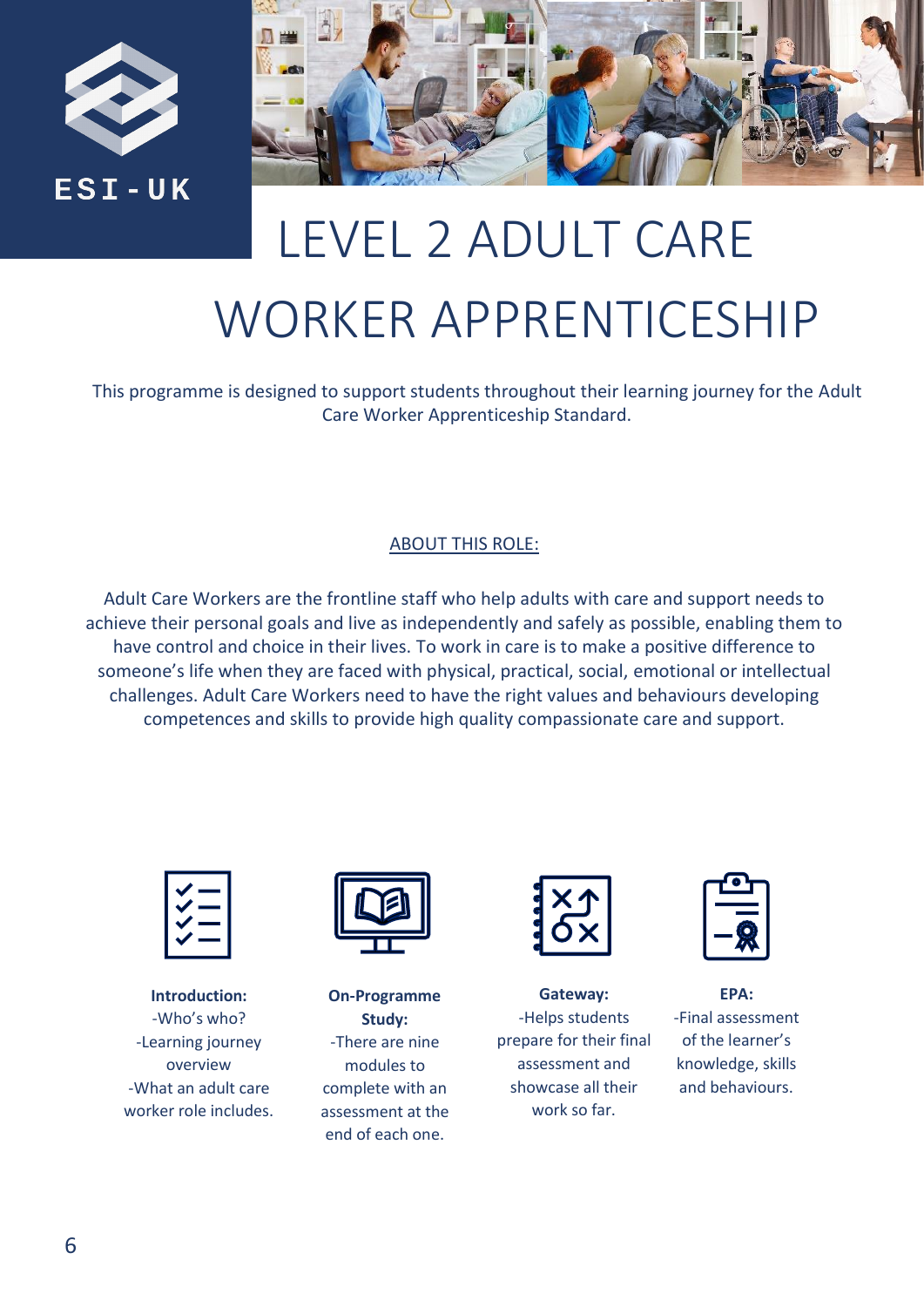ESI-UK

# LEVEL 2 ADULT CARE WORKER APPRENTICESHIP

This programme is designed to support students throughout their learning journey for the Adult Care Worker Apprenticeship Standard.

## ABOUT THIS ROLE:

Adult Care Workers are the frontline staff who help adults with care and support needs to achieve their personal goals and live as independently and safely as possible, enabling them to have control and choice in their lives. To work in care is to make a positive difference to someone's life when they are faced with physical, practical, social, emotional or intellectual challenges. Adult Care Workers need to have the right values and behaviours developing competences and skills to provide high quality compassionate care and support.

**Introduction:**
- Who's who?
- Learning journey overview
- What an adult care worker role includes.

**On-Programme Study:**
- There are nine modules to complete with an assessment at the end of each one.

**Gateway:**
- Helps students prepare for their final assessment and showcase all their work so far.

**EPA:**
- Final assessment of the learner's knowledge, skills and behaviours.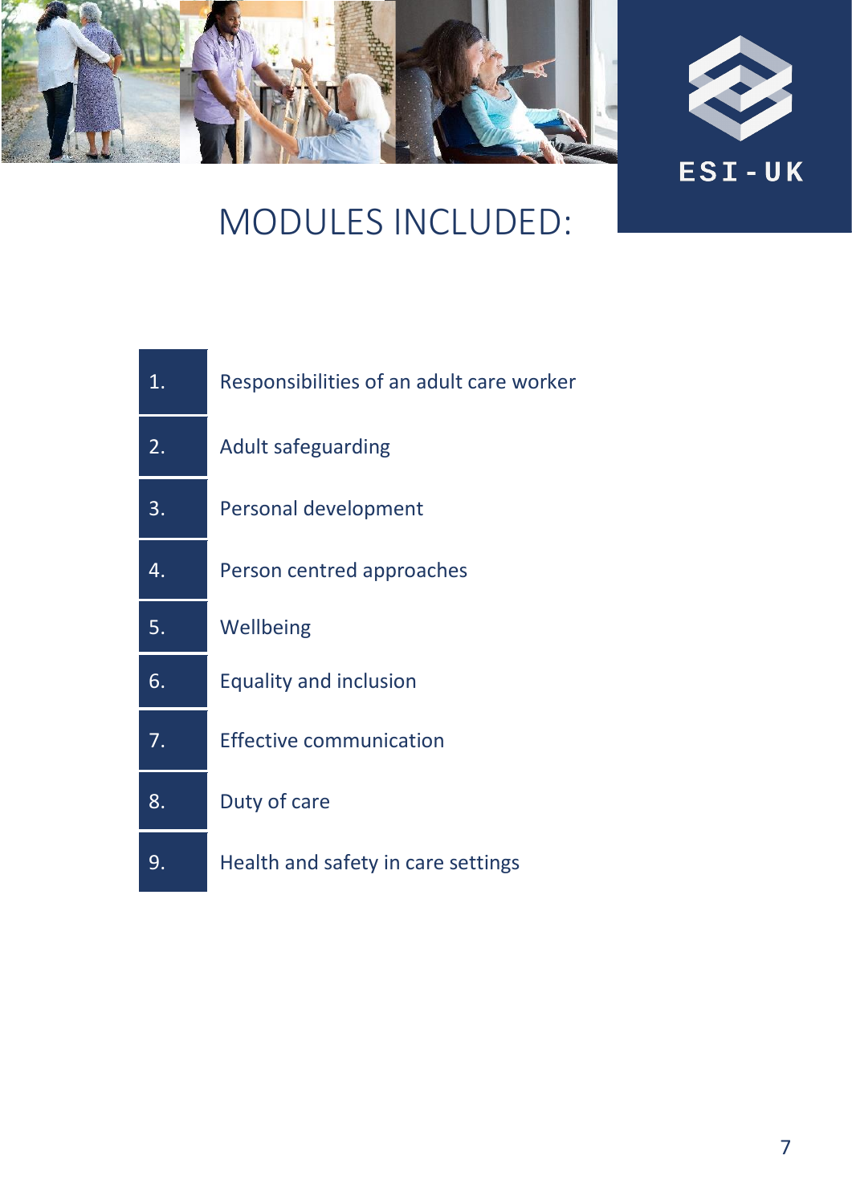# MODULES INCLUDED:

| | |
|---|---|
| 1. | Responsibilities of an adult care worker |
| 2. | Adult safeguarding |
| 3. | Personal development |
| 4. | Person centred approaches |
| 5. | Wellbeing |
| 6. | Equality and inclusion |
| 7. | Effective communication |
| 8. | Duty of care |
| 9. | Health and safety in care settings |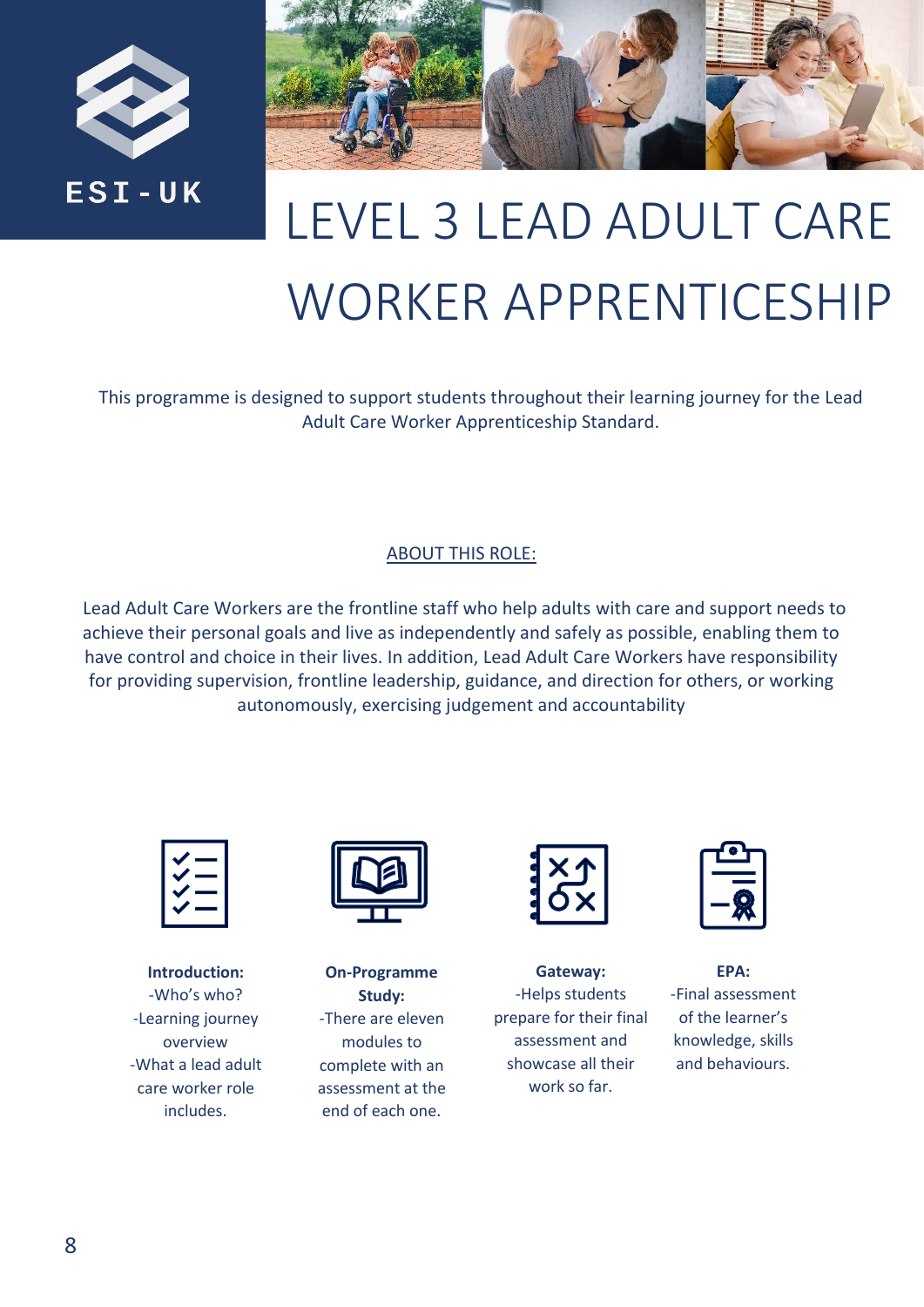ESI-UK

# LEVEL 3 LEAD ADULT CARE WORKER APPRENTICESHIP

This programme is designed to support students throughout their learning journey for the Lead Adult Care Worker Apprenticeship Standard.

## ABOUT THIS ROLE:

Lead Adult Care Workers are the frontline staff who help adults with care and support needs to achieve their personal goals and live as independently and safely as possible, enabling them to have control and choice in their lives. In addition, Lead Adult Care Workers have responsibility for providing supervision, frontline leadership, guidance, and direction for others, or working autonomously, exercising judgement and accountability

**Introduction:**
-Who's who?
-Learning journey overview
-What a lead adult care worker role includes.

**On-Programme Study:**
-There are eleven modules to complete with an assessment at the end of each one.

**Gateway:**
-Helps students prepare for their final assessment and showcase all their work so far.

**EPA:**
-Final assessment of the learner's knowledge, skills and behaviours.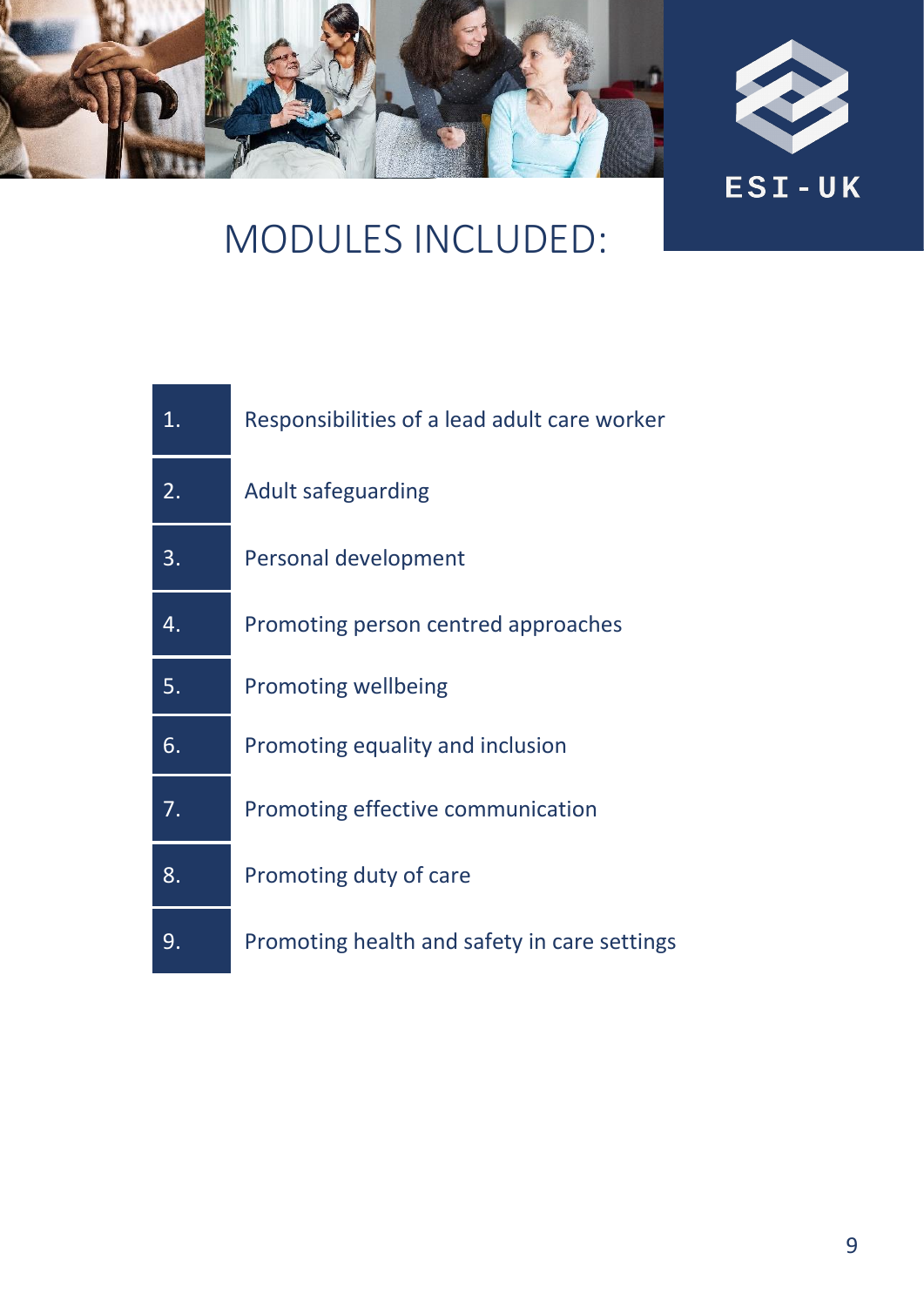ESI - UK

# MODULES INCLUDED:

1. Responsibilities of a lead adult care worker
2. Adult safeguarding
3. Personal development
4. Promoting person centred approaches
5. Promoting wellbeing
6. Promoting equality and inclusion
7. Promoting effective communication
8. Promoting duty of care
9. Promoting health and safety in care settings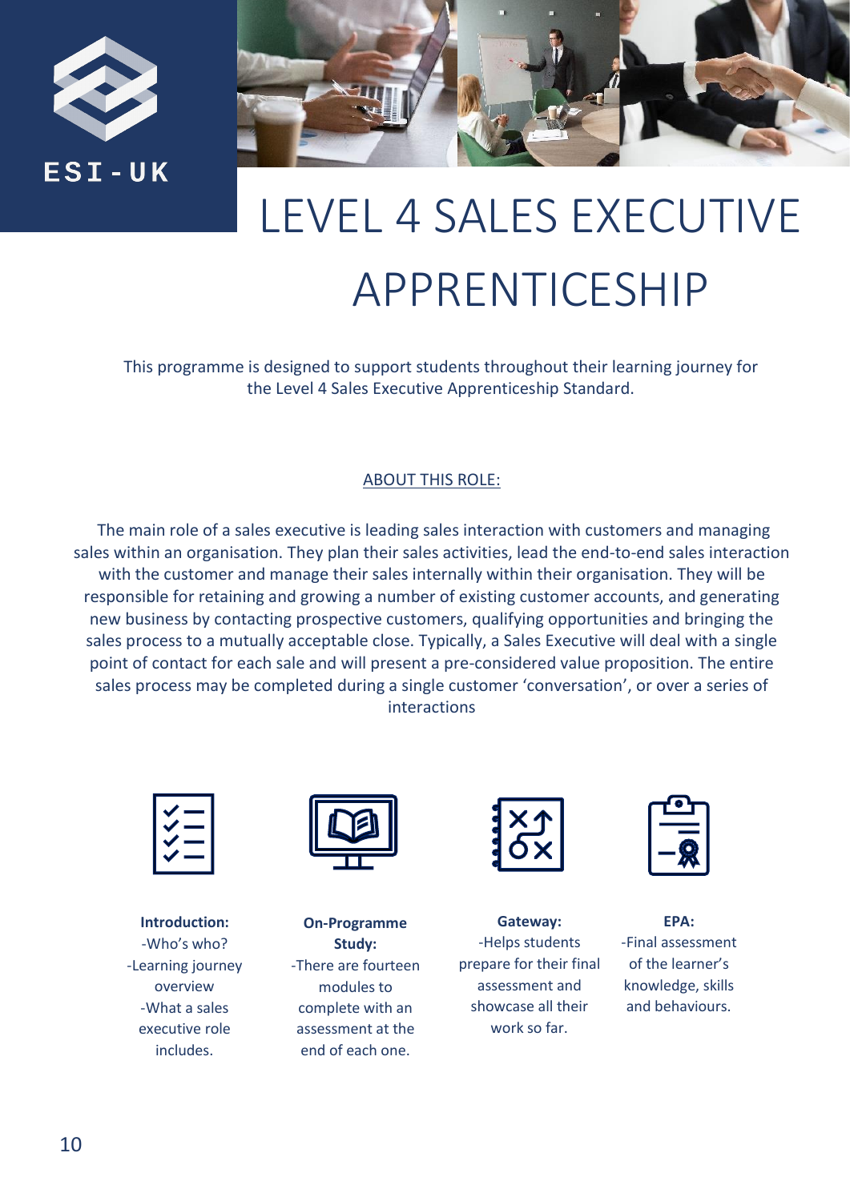ESI - UK

# LEVEL 4 SALES EXECUTIVE APPRENTICESHIP

This programme is designed to support students throughout their learning journey for the Level 4 Sales Executive Apprenticeship Standard.

## ABOUT THIS ROLE:

The main role of a sales executive is leading sales interaction with customers and managing sales within an organisation. They plan their sales activities, lead the end-to-end sales interaction with the customer and manage their sales internally within their organisation. They will be responsible for retaining and growing a number of existing customer accounts, and generating new business by contacting prospective customers, qualifying opportunities and bringing the sales process to a mutually acceptable close. Typically, a Sales Executive will deal with a single point of contact for each sale and will present a pre-considered value proposition. The entire sales process may be completed during a single customer 'conversation', or over a series of interactions

**Introduction:**
-Who's who?
-Learning journey overview
-What a sales executive role includes.

**On-Programme Study:**
-There are fourteen modules to complete with an assessment at the end of each one.

**Gateway:**
-Helps students prepare for their final assessment and showcase all their work so far.

**EPA:**
-Final assessment of the learner's knowledge, skills and behaviours.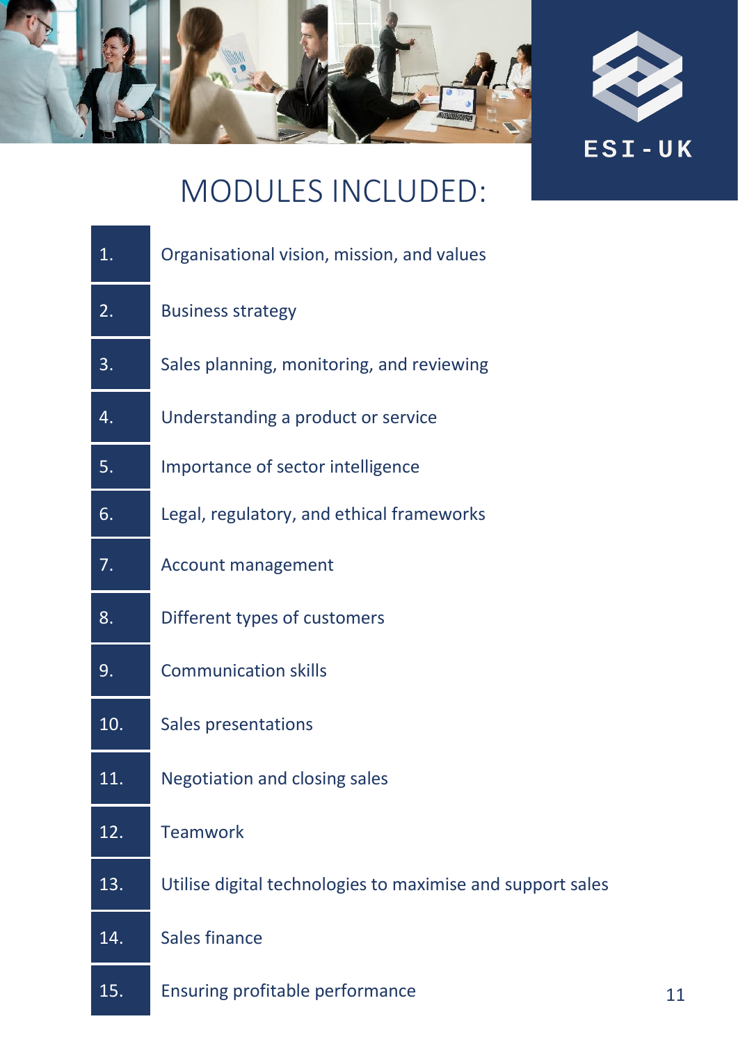# MODULES INCLUDED:

1. Organisational vision, mission, and values
2. Business strategy
3. Sales planning, monitoring, and reviewing
4. Understanding a product or service
5. Importance of sector intelligence
6. Legal, regulatory, and ethical frameworks
7. Account management
8. Different types of customers
9. Communication skills
10. Sales presentations
11. Negotiation and closing sales
12. Teamwork
13. Utilise digital technologies to maximise and support sales
14. Sales finance
15. Ensuring profitable performance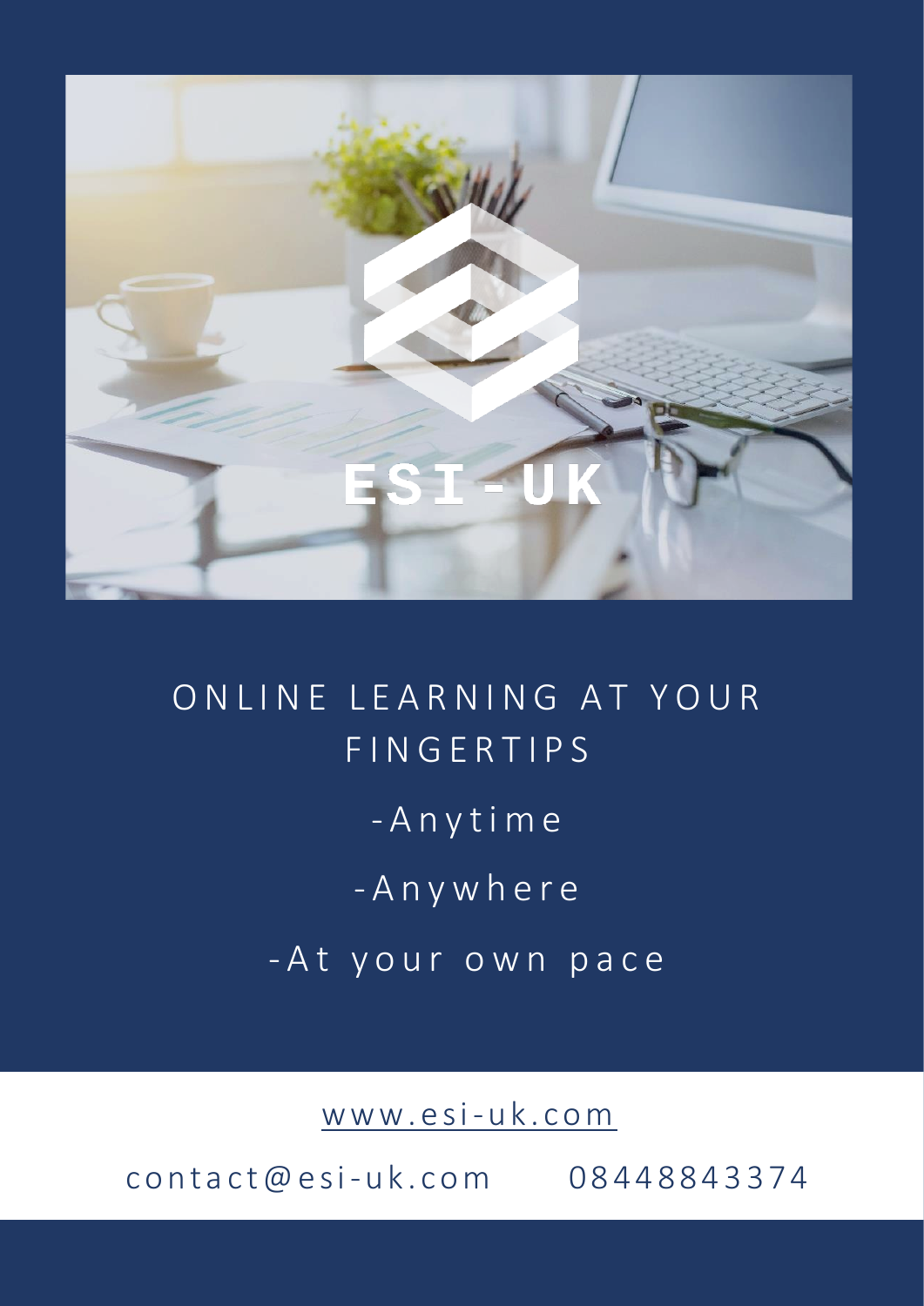ESI-UK

# ONLINE LEARNING AT YOUR FINGERTIPS

- Anytime
- Anywhere
- At your own pace

www.esi-uk.com

contact@esi-uk.com 08448843374